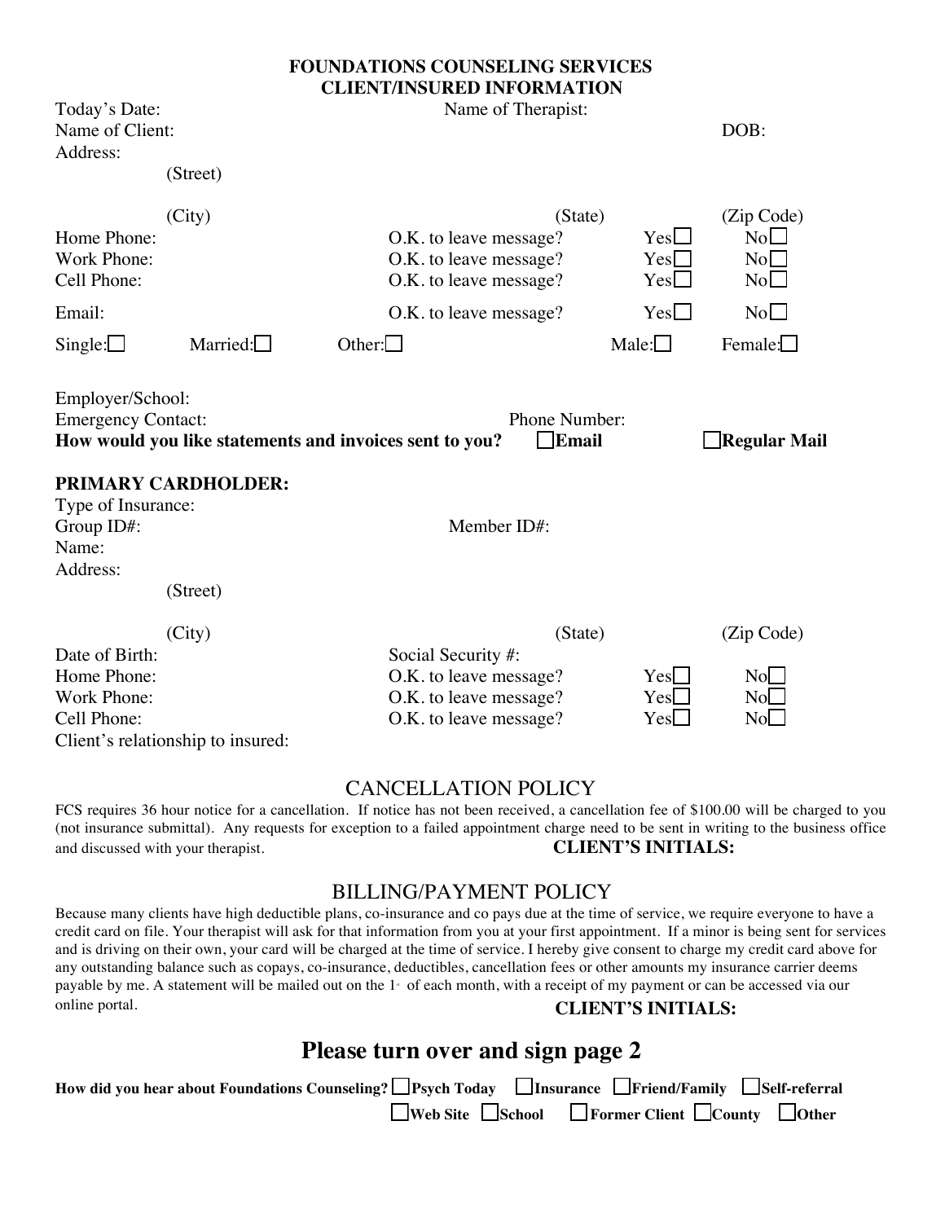# FOUNDATIONS COUNSELING SERVICES
## CLIENT/INSURED INFORMATION

Today's Date: Name of Therapist:

Name of Client: DOB:

Address:

(Street)

(City) (State) (Zip Code)

| | | | |
|---|---|---|---|
| Home Phone: | O.K. to leave message? | Yes☐ | No☐ |
| Work Phone: | O.K. to leave message? | Yes☐ | No☐ |
| Cell Phone: | O.K. to leave message? | Yes☐ | No☐ |
| Email: | O.K. to leave message? | Yes☐ | No☐ |

Single:☐ Married:☐ Other:☐ Male:☐ Female:☐

Employer/School:

Emergency Contact: Phone Number:

**How would you like statements and invoices sent to you?** ☐**Email** ☐**Regular Mail**

**PRIMARY CARDHOLDER:**

Type of Insurance:

Group ID#: Member ID#:

Name:

Address:

(Street)

(City) (State) (Zip Code)

Date of Birth: Social Security #:

| | | | |
|---|---|---|---|
| Home Phone: | O.K. to leave message? | Yes☐ | No☐ |
| Work Phone: | O.K. to leave message? | Yes☐ | No☐ |
| Cell Phone: | O.K. to leave message? | Yes☐ | No☐ |

Client's relationship to insured:

## CANCELLATION POLICY

FCS requires 36 hour notice for a cancellation. If notice has not been received, a cancellation fee of $100.00 will be charged to you (not insurance submittal). Any requests for exception to a failed appointment charge need to be sent in writing to the business office and discussed with your therapist. **CLIENT'S INITIALS:**

## BILLING/PAYMENT POLICY

Because many clients have high deductible plans, co-insurance and co pays due at the time of service, we require everyone to have a credit card on file. Your therapist will ask for that information from you at your first appointment. If a minor is being sent for services and is driving on their own, your card will be charged at the time of service. I hereby give consent to charge my credit card above for any outstanding balance such as copays, co-insurance, deductibles, cancellation fees or other amounts my insurance carrier deems payable by me. A statement will be mailed out on the 1st of each month, with a receipt of my payment or can be accessed via our online portal. **CLIENT'S INITIALS:**

# Please turn over and sign page 2

**How did you hear about Foundations Counseling?** ☐**Psych Today** ☐**Insurance** ☐**Friend/Family** ☐**Self-referral** ☐**Web Site** ☐**School** ☐**Former Client** ☐**County** ☐**Other**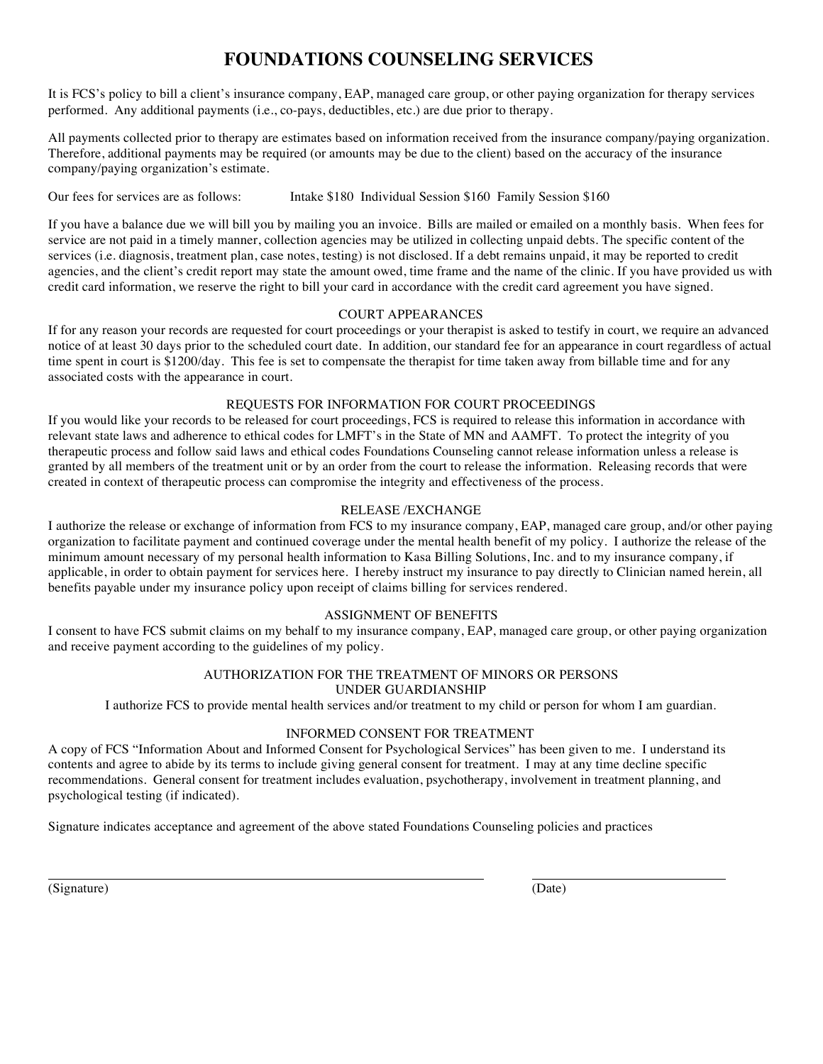# FOUNDATIONS COUNSELING SERVICES

It is FCS's policy to bill a client's insurance company, EAP, managed care group, or other paying organization for therapy services performed. Any additional payments (i.e., co-pays, deductibles, etc.) are due prior to therapy.

All payments collected prior to therapy are estimates based on information received from the insurance company/paying organization. Therefore, additional payments may be required (or amounts may be due to the client) based on the accuracy of the insurance company/paying organization's estimate.

Our fees for services are as follows: Intake $180 Individual Session $160 Family Session $160

If you have a balance due we will bill you by mailing you an invoice. Bills are mailed or emailed on a monthly basis. When fees for service are not paid in a timely manner, collection agencies may be utilized in collecting unpaid debts. The specific content of the services (i.e. diagnosis, treatment plan, case notes, testing) is not disclosed. If a debt remains unpaid, it may be reported to credit agencies, and the client's credit report may state the amount owed, time frame and the name of the clinic. If you have provided us with credit card information, we reserve the right to bill your card in accordance with the credit card agreement you have signed.

## COURT APPEARANCES

If for any reason your records are requested for court proceedings or your therapist is asked to testify in court, we require an advanced notice of at least 30 days prior to the scheduled court date. In addition, our standard fee for an appearance in court regardless of actual time spent in court is $1200/day. This fee is set to compensate the therapist for time taken away from billable time and for any associated costs with the appearance in court.

## REQUESTS FOR INFORMATION FOR COURT PROCEEDINGS

If you would like your records to be released for court proceedings, FCS is required to release this information in accordance with relevant state laws and adherence to ethical codes for LMFT's in the State of MN and AAMFT. To protect the integrity of you therapeutic process and follow said laws and ethical codes Foundations Counseling cannot release information unless a release is granted by all members of the treatment unit or by an order from the court to release the information. Releasing records that were created in context of therapeutic process can compromise the integrity and effectiveness of the process.

## RELEASE /EXCHANGE

I authorize the release or exchange of information from FCS to my insurance company, EAP, managed care group, and/or other paying organization to facilitate payment and continued coverage under the mental health benefit of my policy. I authorize the release of the minimum amount necessary of my personal health information to Kasa Billing Solutions, Inc. and to my insurance company, if applicable, in order to obtain payment for services here. I hereby instruct my insurance to pay directly to Clinician named herein, all benefits payable under my insurance policy upon receipt of claims billing for services rendered.

## ASSIGNMENT OF BENEFITS

I consent to have FCS submit claims on my behalf to my insurance company, EAP, managed care group, or other paying organization and receive payment according to the guidelines of my policy.

## AUTHORIZATION FOR THE TREATMENT OF MINORS OR PERSONS UNDER GUARDIANSHIP

I authorize FCS to provide mental health services and/or treatment to my child or person for whom I am guardian.

## INFORMED CONSENT FOR TREATMENT

A copy of FCS "Information About and Informed Consent for Psychological Services" has been given to me. I understand its contents and agree to abide by its terms to include giving general consent for treatment. I may at any time decline specific recommendations. General consent for treatment includes evaluation, psychotherapy, involvement in treatment planning, and psychological testing (if indicated).

Signature indicates acceptance and agreement of the above stated Foundations Counseling policies and practices

______________________________________________ (Signature)

____________________ (Date)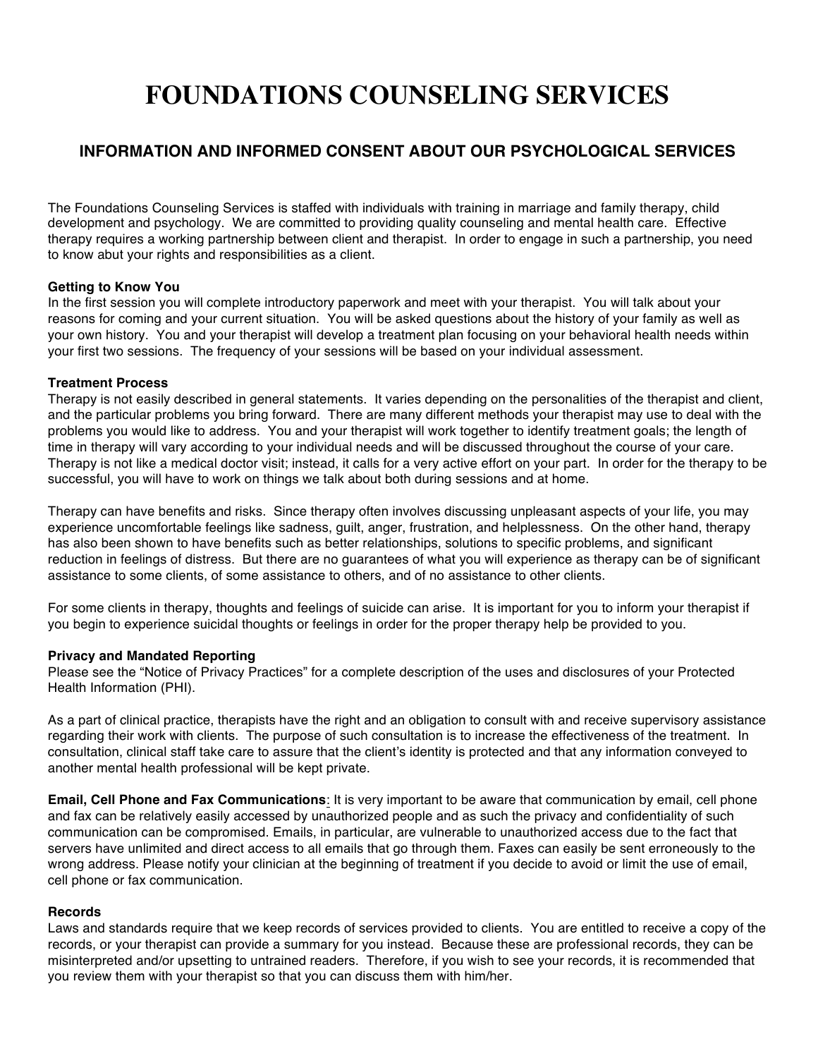# FOUNDATIONS COUNSELING SERVICES

## INFORMATION AND INFORMED CONSENT ABOUT OUR PSYCHOLOGICAL SERVICES

The Foundations Counseling Services is staffed with individuals with training in marriage and family therapy, child development and psychology. We are committed to providing quality counseling and mental health care. Effective therapy requires a working partnership between client and therapist. In order to engage in such a partnership, you need to know abut your rights and responsibilities as a client.

**Getting to Know You**

In the first session you will complete introductory paperwork and meet with your therapist. You will talk about your reasons for coming and your current situation. You will be asked questions about the history of your family as well as your own history. You and your therapist will develop a treatment plan focusing on your behavioral health needs within your first two sessions. The frequency of your sessions will be based on your individual assessment.

**Treatment Process**

Therapy is not easily described in general statements. It varies depending on the personalities of the therapist and client, and the particular problems you bring forward. There are many different methods your therapist may use to deal with the problems you would like to address. You and your therapist will work together to identify treatment goals; the length of time in therapy will vary according to your individual needs and will be discussed throughout the course of your care. Therapy is not like a medical doctor visit; instead, it calls for a very active effort on your part. In order for the therapy to be successful, you will have to work on things we talk about both during sessions and at home.

Therapy can have benefits and risks. Since therapy often involves discussing unpleasant aspects of your life, you may experience uncomfortable feelings like sadness, guilt, anger, frustration, and helplessness. On the other hand, therapy has also been shown to have benefits such as better relationships, solutions to specific problems, and significant reduction in feelings of distress. But there are no guarantees of what you will experience as therapy can be of significant assistance to some clients, of some assistance to others, and of no assistance to other clients.

For some clients in therapy, thoughts and feelings of suicide can arise. It is important for you to inform your therapist if you begin to experience suicidal thoughts or feelings in order for the proper therapy help be provided to you.

**Privacy and Mandated Reporting**

Please see the "Notice of Privacy Practices" for a complete description of the uses and disclosures of your Protected Health Information (PHI).

As a part of clinical practice, therapists have the right and an obligation to consult with and receive supervisory assistance regarding their work with clients. The purpose of such consultation is to increase the effectiveness of the treatment. In consultation, clinical staff take care to assure that the client's identity is protected and that any information conveyed to another mental health professional will be kept private.

**Email, Cell Phone and Fax Communications**: It is very important to be aware that communication by email, cell phone and fax can be relatively easily accessed by unauthorized people and as such the privacy and confidentiality of such communication can be compromised. Emails, in particular, are vulnerable to unauthorized access due to the fact that servers have unlimited and direct access to all emails that go through them. Faxes can easily be sent erroneously to the wrong address. Please notify your clinician at the beginning of treatment if you decide to avoid or limit the use of email, cell phone or fax communication.

**Records**

Laws and standards require that we keep records of services provided to clients. You are entitled to receive a copy of the records, or your therapist can provide a summary for you instead. Because these are professional records, they can be misinterpreted and/or upsetting to untrained readers. Therefore, if you wish to see your records, it is recommended that you review them with your therapist so that you can discuss them with him/her.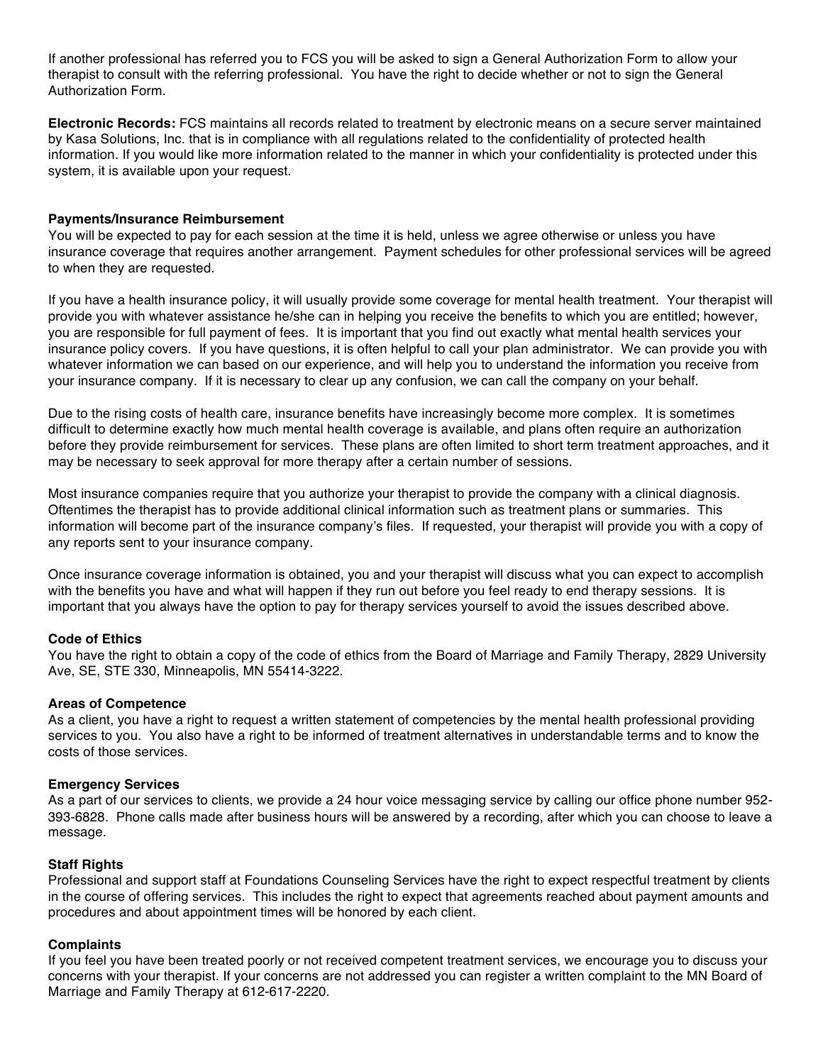If another professional has referred you to FCS you will be asked to sign a General Authorization Form to allow your therapist to consult with the referring professional. You have the right to decide whether or not to sign the General Authorization Form.

**Electronic Records:** FCS maintains all records related to treatment by electronic means on a secure server maintained by Kasa Solutions, Inc. that is in compliance with all regulations related to the confidentiality of protected health information. If you would like more information related to the manner in which your confidentiality is protected under this system, it is available upon your request.

**Payments/Insurance Reimbursement**

You will be expected to pay for each session at the time it is held, unless we agree otherwise or unless you have insurance coverage that requires another arrangement. Payment schedules for other professional services will be agreed to when they are requested.

If you have a health insurance policy, it will usually provide some coverage for mental health treatment. Your therapist will provide you with whatever assistance he/she can in helping you receive the benefits to which you are entitled; however, you are responsible for full payment of fees. It is important that you find out exactly what mental health services your insurance policy covers. If you have questions, it is often helpful to call your plan administrator. We can provide you with whatever information we can based on our experience, and will help you to understand the information you receive from your insurance company. If it is necessary to clear up any confusion, we can call the company on your behalf.

Due to the rising costs of health care, insurance benefits have increasingly become more complex. It is sometimes difficult to determine exactly how much mental health coverage is available, and plans often require an authorization before they provide reimbursement for services. These plans are often limited to short term treatment approaches, and it may be necessary to seek approval for more therapy after a certain number of sessions.

Most insurance companies require that you authorize your therapist to provide the company with a clinical diagnosis. Oftentimes the therapist has to provide additional clinical information such as treatment plans or summaries. This information will become part of the insurance company's files. If requested, your therapist will provide you with a copy of any reports sent to your insurance company.

Once insurance coverage information is obtained, you and your therapist will discuss what you can expect to accomplish with the benefits you have and what will happen if they run out before you feel ready to end therapy sessions. It is important that you always have the option to pay for therapy services yourself to avoid the issues described above.

**Code of Ethics**

You have the right to obtain a copy of the code of ethics from the Board of Marriage and Family Therapy, 2829 University Ave, SE, STE 330, Minneapolis, MN 55414-3222.

**Areas of Competence**

As a client, you have a right to request a written statement of competencies by the mental health professional providing services to you. You also have a right to be informed of treatment alternatives in understandable terms and to know the costs of those services.

**Emergency Services**

As a part of our services to clients, we provide a 24 hour voice messaging service by calling our office phone number 952-393-6828. Phone calls made after business hours will be answered by a recording, after which you can choose to leave a message.

**Staff Rights**

Professional and support staff at Foundations Counseling Services have the right to expect respectful treatment by clients in the course of offering services. This includes the right to expect that agreements reached about payment amounts and procedures and about appointment times will be honored by each client.

**Complaints**

If you feel you have been treated poorly or not received competent treatment services, we encourage you to discuss your concerns with your therapist. If your concerns are not addressed you can register a written complaint to the MN Board of Marriage and Family Therapy at 612-617-2220.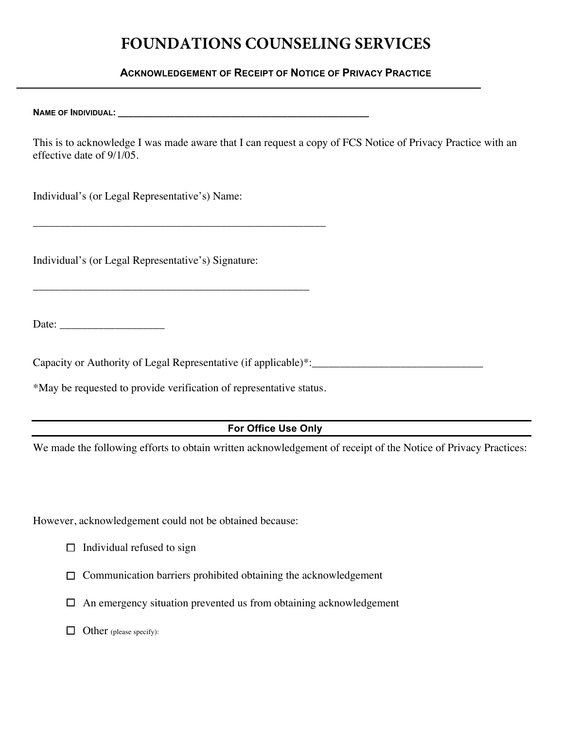# FOUNDATIONS COUNSELING SERVICES

## ACKNOWLEDGEMENT OF RECEIPT OF NOTICE OF PRIVACY PRACTICE

---

**NAME OF INDIVIDUAL: ___________________________________________________**

This is to acknowledge I was made aware that I can request a copy of FCS Notice of Privacy Practice with an effective date of 9/1/05.

Individual's (or Legal Representative's) Name:

_______________________________________________________

Individual's (or Legal Representative's) Signature:

____________________________________________________

Date: ___________________

Capacity or Authority of Legal Representative (if applicable)*:_______________________________

*May be requested to provide verification of representative status.

---

**For Office Use Only**

---

We made the following efforts to obtain written acknowledgement of receipt of the Notice of Privacy Practices:

However, acknowledgement could not be obtained because:

- ☐ Individual refused to sign
- ☐ Communication barriers prohibited obtaining the acknowledgement
- ☐ An emergency situation prevented us from obtaining acknowledgement
- ☐ Other (please specify):